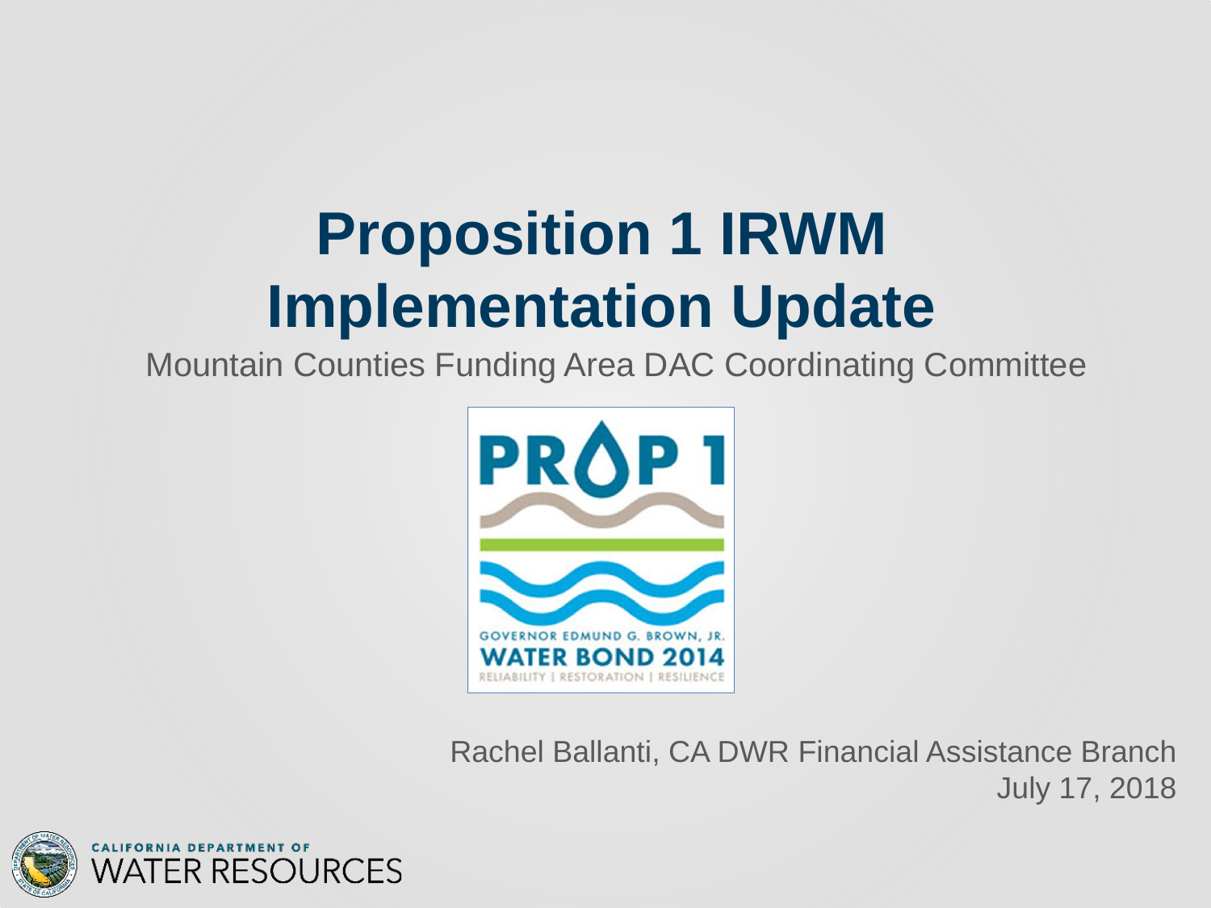# Proposition 1 IRWM Implementation Update

Mountain Counties Funding Area DAC Coordinating Committee

Rachel Ballanti, CA DWR Financial Assistance Branch

July 17, 2018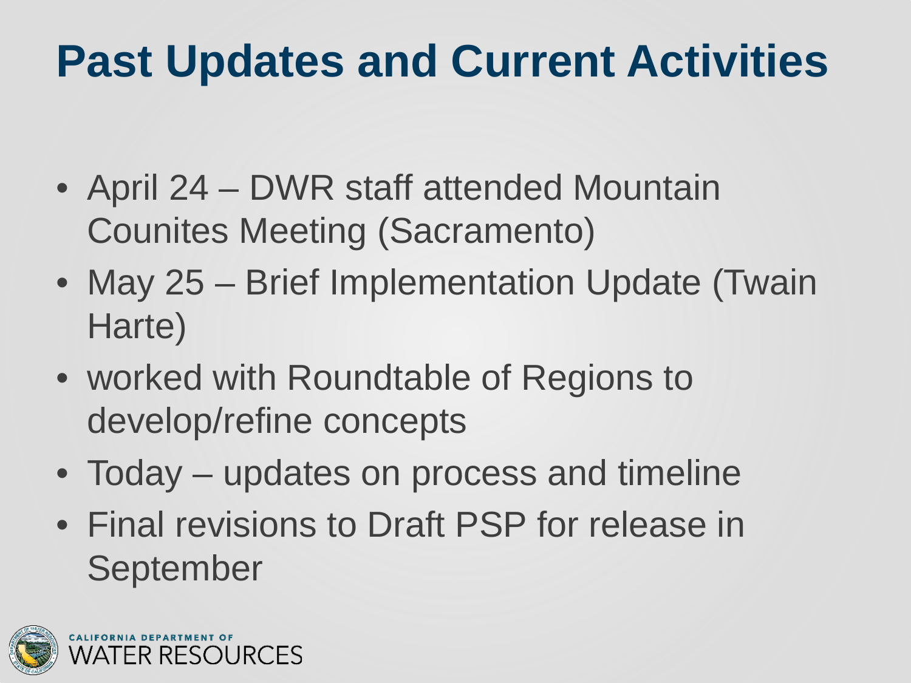# Past Updates and Current Activities

- April 24 – DWR staff attended Mountain Counites Meeting (Sacramento)
- May 25 – Brief Implementation Update (Twain Harte)
- worked with Roundtable of Regions to develop/refine concepts
- Today – updates on process and timeline
- Final revisions to Draft PSP for release in September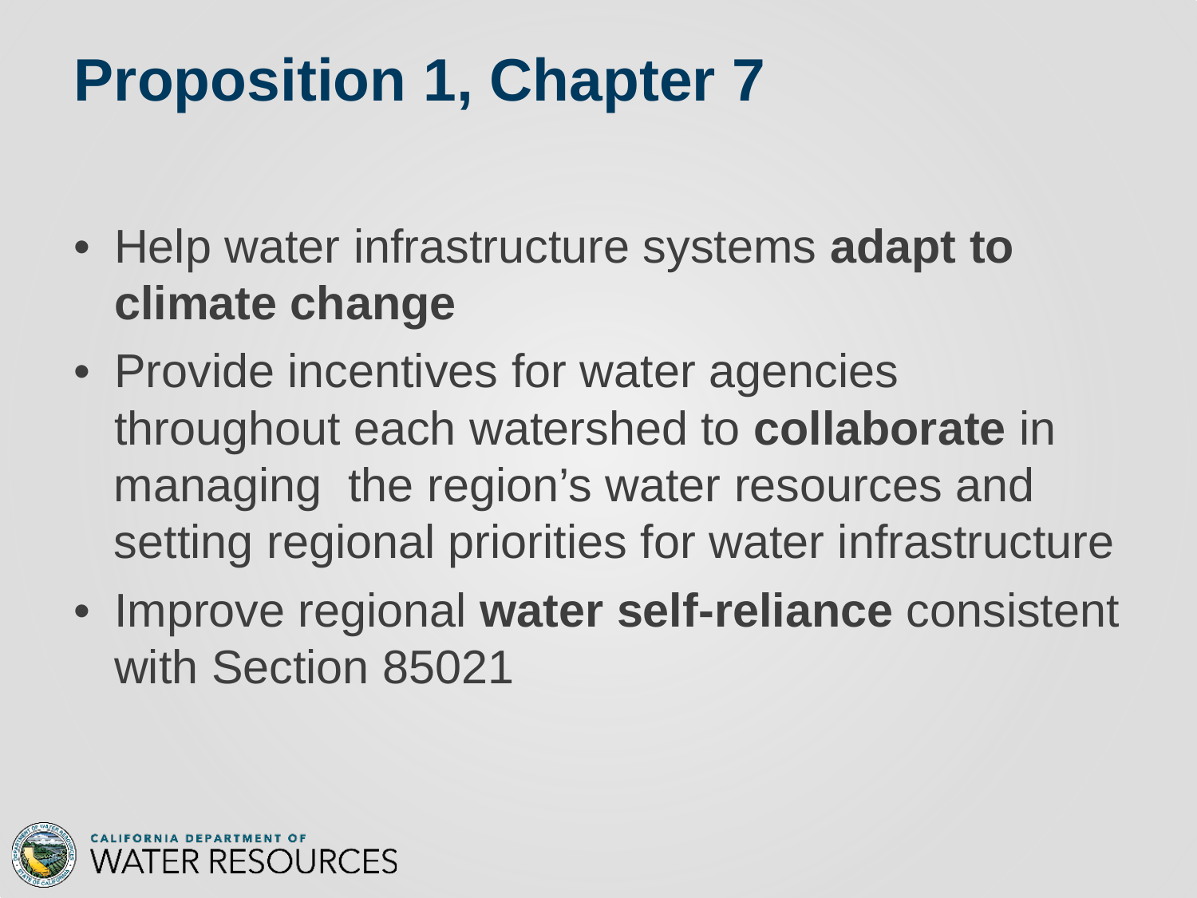# Proposition 1, Chapter 7

- Help water infrastructure systems **adapt to climate change**
- Provide incentives for water agencies throughout each watershed to **collaborate** in managing the region's water resources and setting regional priorities for water infrastructure
- Improve regional **water self-reliance** consistent with Section 85021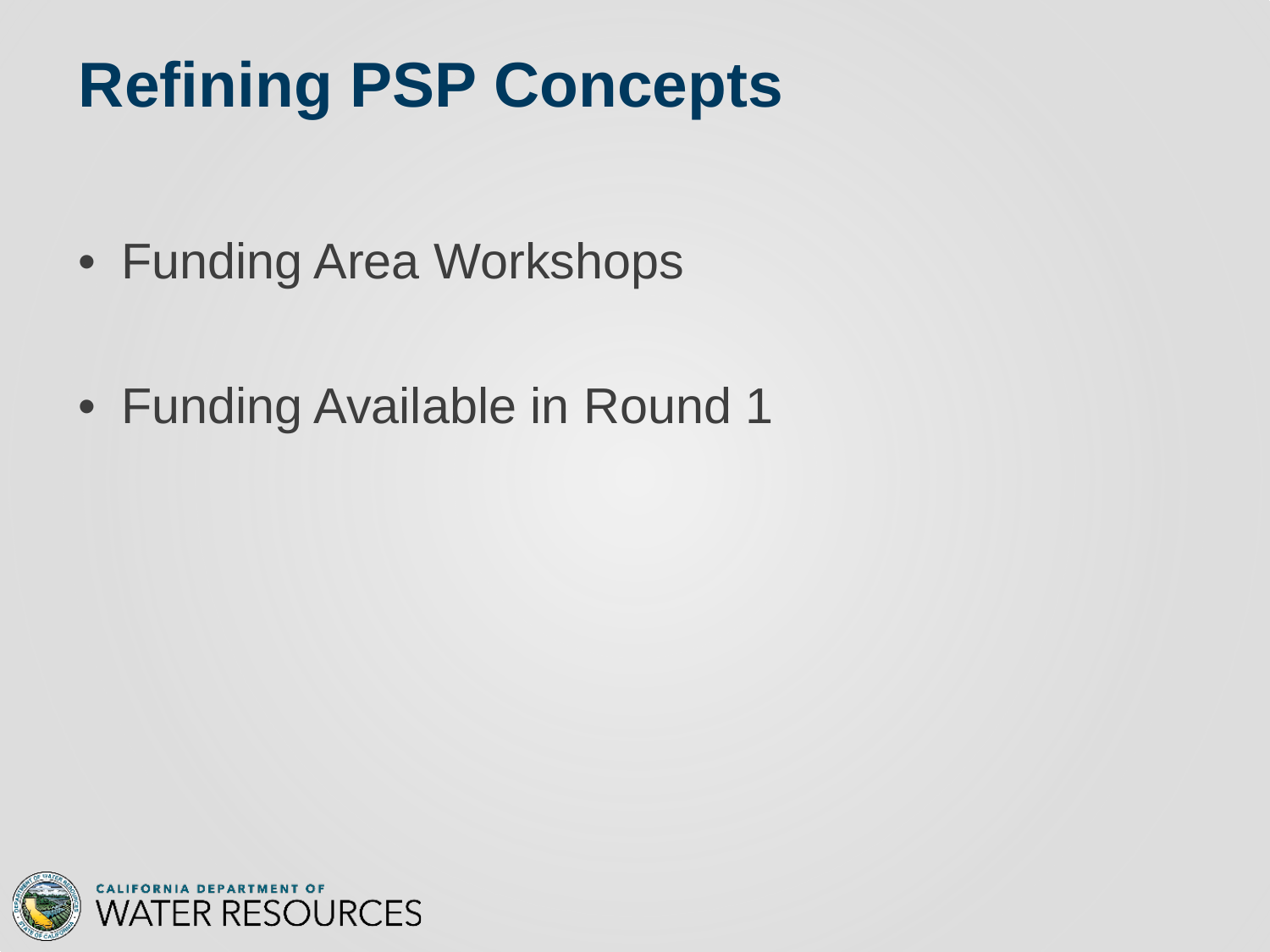# Refining PSP Concepts

- Funding Area Workshops
- Funding Available in Round 1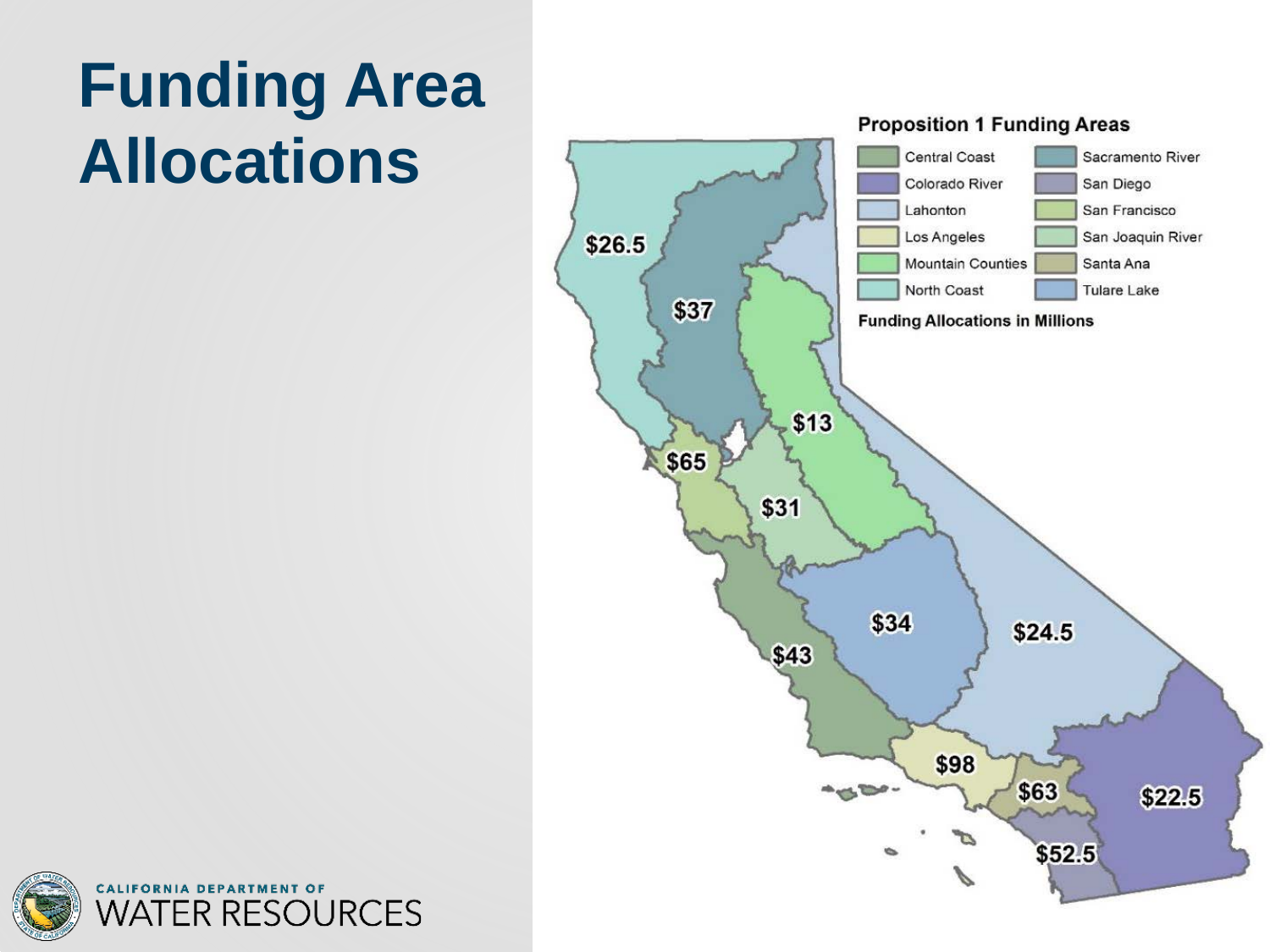# Funding Area Allocations

**Proposition 1 Funding Areas**

- Central Coast
- Colorado River
- Lahonton
- Los Angeles
- Mountain Counties
- North Coast
- Sacramento River
- San Diego
- San Francisco
- San Joaquin River
- Santa Ana
- Tulare Lake

**Funding Allocations in Millions**

$26.5

$37

$13

$65

$31

$34

$24.5

$43

$98

$63

$22.5

$52.5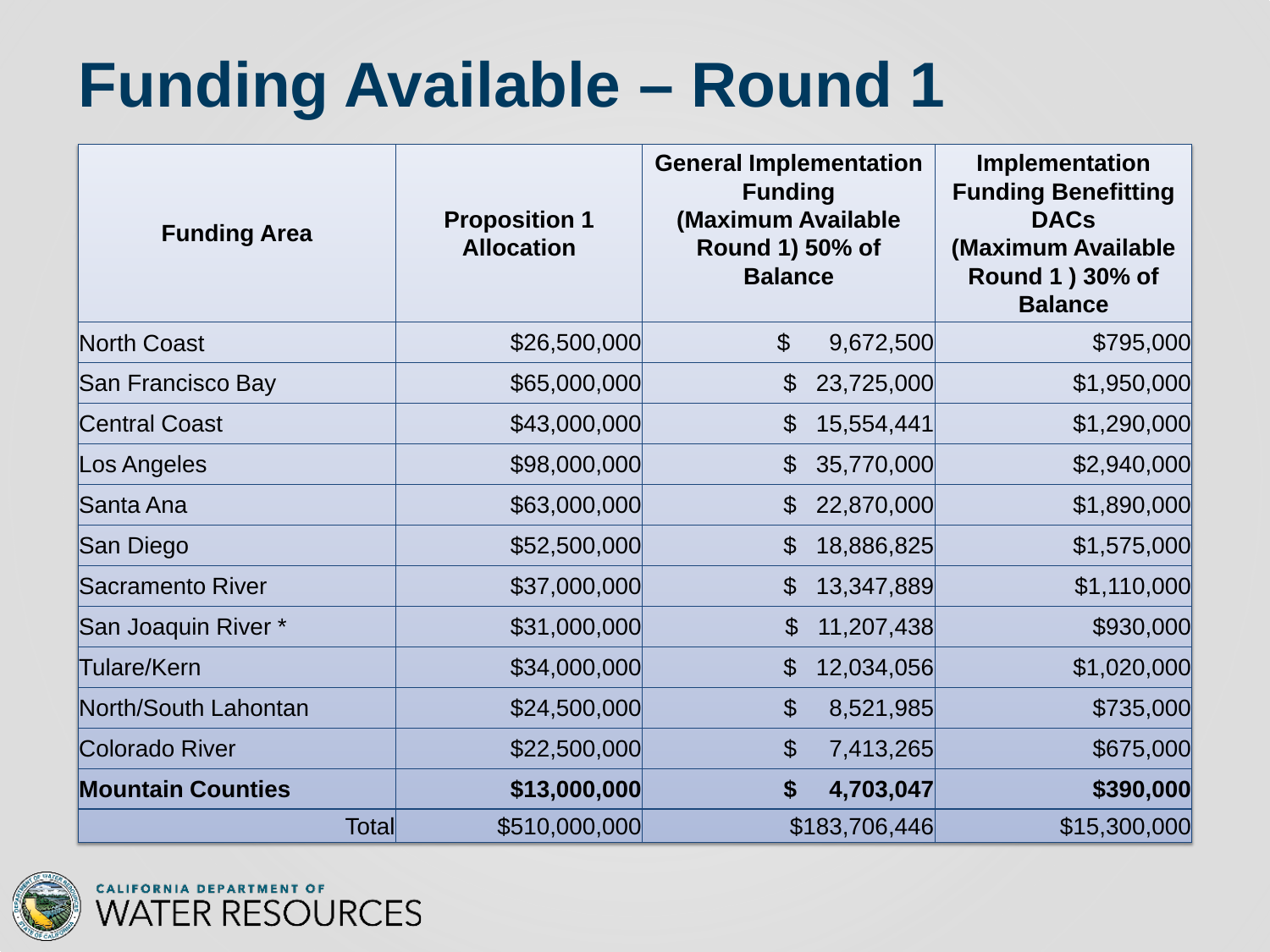# Funding Available – Round 1

| Funding Area | Proposition 1 Allocation | General Implementation Funding (Maximum Available Round 1) 50% of Balance | Implementation Funding Benefitting DACs (Maximum Available Round 1 ) 30% of Balance |
|---|---|---|---|
| North Coast | $26,500,000 | $ 9,672,500 | $795,000 |
| San Francisco Bay | $65,000,000 | $ 23,725,000 | $1,950,000 |
| Central Coast | $43,000,000 | $ 15,554,441 | $1,290,000 |
| Los Angeles | $98,000,000 | $ 35,770,000 | $2,940,000 |
| Santa Ana | $63,000,000 | $ 22,870,000 | $1,890,000 |
| San Diego | $52,500,000 | $ 18,886,825 | $1,575,000 |
| Sacramento River | $37,000,000 | $ 13,347,889 | $1,110,000 |
| San Joaquin River * | $31,000,000 | $ 11,207,438 | $930,000 |
| Tulare/Kern | $34,000,000 | $ 12,034,056 | $1,020,000 |
| North/South Lahontan | $24,500,000 | $ 8,521,985 | $735,000 |
| Colorado River | $22,500,000 | $ 7,413,265 | $675,000 |
| **Mountain Counties** | **$13,000,000** | **$ 4,703,047** | **$390,000** |
| Total | $510,000,000 | $183,706,446 | $15,300,000 |

CALIFORNIA DEPARTMENT OF WATER RESOURCES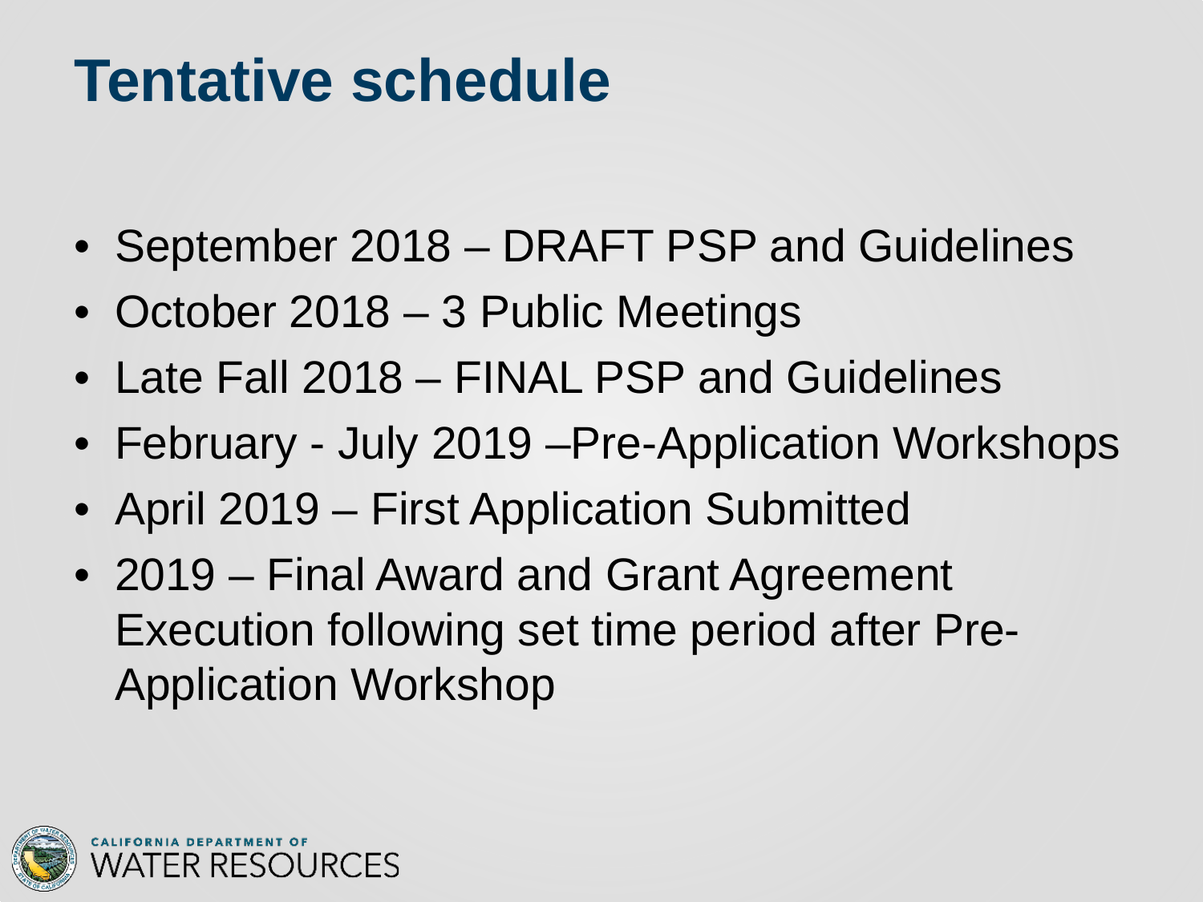# Tentative schedule

- September 2018 – DRAFT PSP and Guidelines
- October 2018 – 3 Public Meetings
- Late Fall 2018 – FINAL PSP and Guidelines
- February - July 2019 –Pre-Application Workshops
- April 2019 – First Application Submitted
- 2019 – Final Award and Grant Agreement Execution following set time period after Pre-Application Workshop

CALIFORNIA DEPARTMENT OF WATER RESOURCES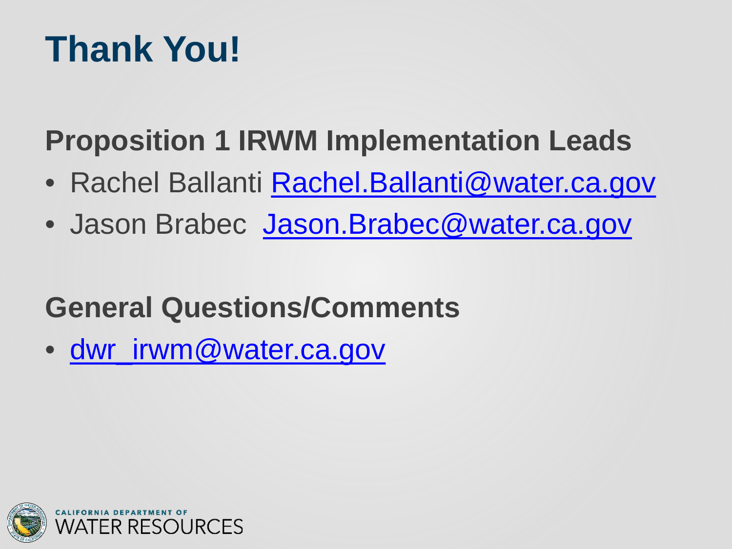# Thank You!

## Proposition 1 IRWM Implementation Leads

- Rachel Ballanti Rachel.Ballanti@water.ca.gov
- Jason Brabec Jason.Brabec@water.ca.gov

## General Questions/Comments

- dwr_irwm@water.ca.gov

CALIFORNIA DEPARTMENT OF WATER RESOURCES